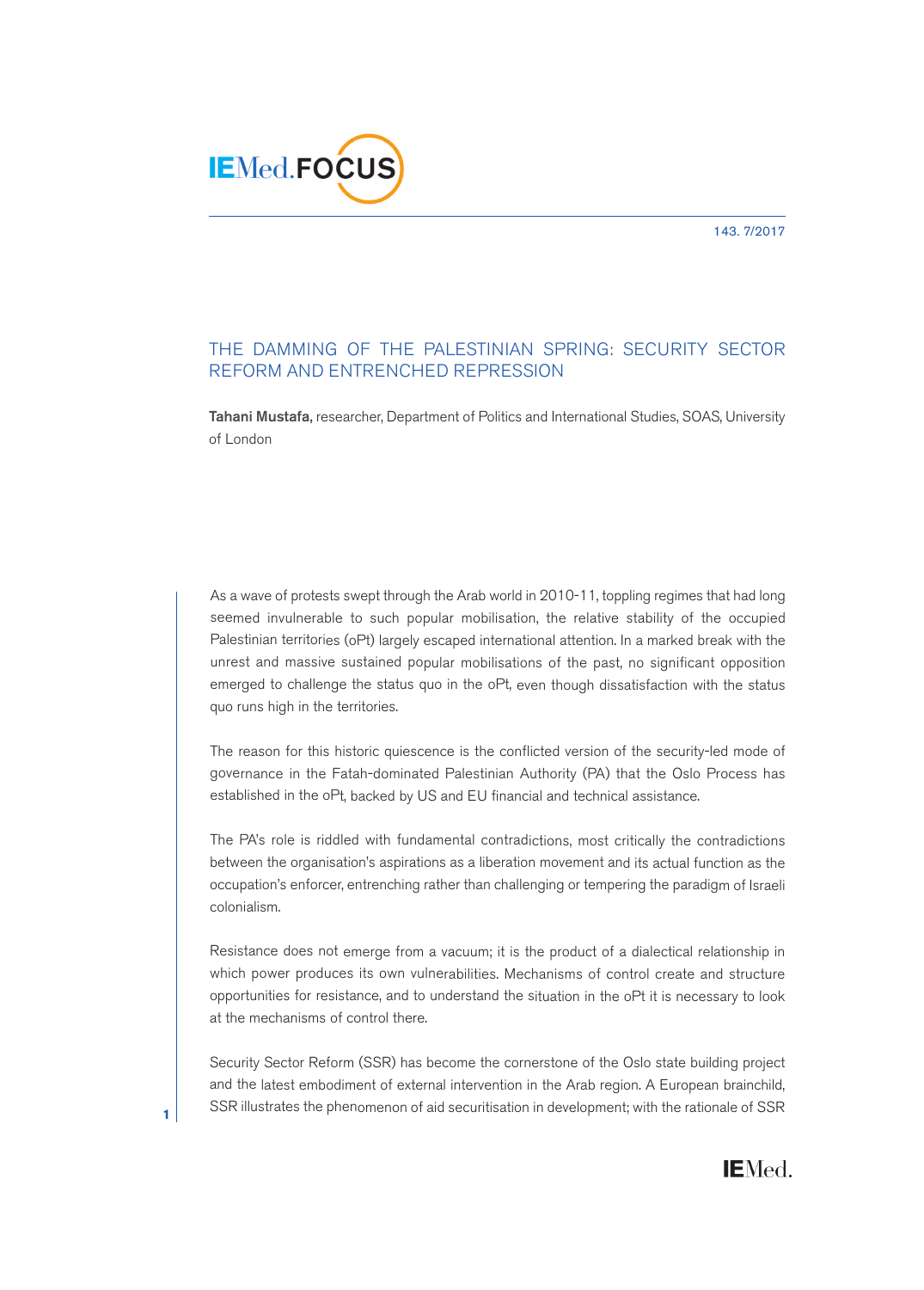143. 7/2017

# THE DAMMING OF THE PALESTINIAN SPRING: SECURITY SECTOR REFORM AND ENTRENCHED REPRESSION

**Tahani Mustafa,** researcher, Department of Politics and International Studies, SOAS, University of London

As a wave of protests swept through the Arab world in 2010-11, toppling regimes that had long seemed invulnerable to such popular mobilisation, the relative stability of the occupied Palestinian territories (oPt) largely escaped international attention. In a marked break with the unrest and massive sustained popular mobilisations of the past, no significant opposition emerged to challenge the status quo in the oPt, even though dissatisfaction with the status quo runs high in the territories.

The reason for this historic quiescence is the conflicted version of the security-led mode of governance in the Fatah-dominated Palestinian Authority (PA) that the Oslo Process has established in the oPt, backed by US and EU financial and technical assistance.

The PA's role is riddled with fundamental contradictions, most critically the contradictions between the organisation's aspirations as a liberation movement and its actual function as the occupation's enforcer, entrenching rather than challenging or tempering the paradigm of Israeli colonialism.

Resistance does not emerge from a vacuum; it is the product of a dialectical relationship in which power produces its own vulnerabilities. Mechanisms of control create and structure opportunities for resistance, and to understand the situation in the oPt it is necessary to look at the mechanisms of control there.

Security Sector Reform (SSR) has become the cornerstone of the Oslo state building project and the latest embodiment of external intervention in the Arab region. A European brainchild, SSR illustrates the phenomenon of aid securitisation in development; with the rationale of SSR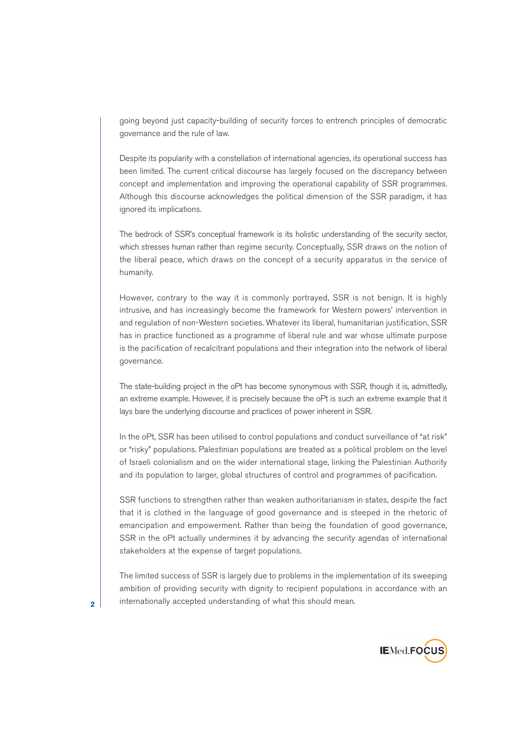going beyond just capacity-building of security forces to entrench principles of democratic governance and the rule of law.

Despite its popularity with a constellation of international agencies, its operational success has been limited. The current critical discourse has largely focused on the discrepancy between concept and implementation and improving the operational capability of SSR programmes. Although this discourse acknowledges the political dimension of the SSR paradigm, it has ignored its implications.

The bedrock of SSR's conceptual framework is its holistic understanding of the security sector, which stresses human rather than regime security. Conceptually, SSR draws on the notion of the liberal peace, which draws on the concept of a security apparatus in the service of humanity.

However, contrary to the way it is commonly portrayed, SSR is not benign. It is highly intrusive, and has increasingly become the framework for Western powers' intervention in and regulation of non-Western societies. Whatever its liberal, humanitarian justification, SSR has in practice functioned as a programme of liberal rule and war whose ultimate purpose is the pacification of recalcitrant populations and their integration into the network of liberal governance.

The state-building project in the oPt has become synonymous with SSR, though it is, admittedly, an extreme example. However, it is precisely because the oPt is such an extreme example that it lays bare the underlying discourse and practices of power inherent in SSR.

In the oPt, SSR has been utilised to control populations and conduct surveillance of "at risk" or "risky" populations. Palestinian populations are treated as a political problem on the level of Israeli colonialism and on the wider international stage, linking the Palestinian Authority and its population to larger, global structures of control and programmes of pacification.

SSR functions to strengthen rather than weaken authoritarianism in states, despite the fact that it is clothed in the language of good governance and is steeped in the rhetoric of emancipation and empowerment. Rather than being the foundation of good governance, SSR in the oPt actually undermines it by advancing the security agendas of international stakeholders at the expense of target populations.

The limited success of SSR is largely due to problems in the implementation of its sweeping ambition of providing security with dignity to recipient populations in accordance with an internationally accepted understanding of what this should mean.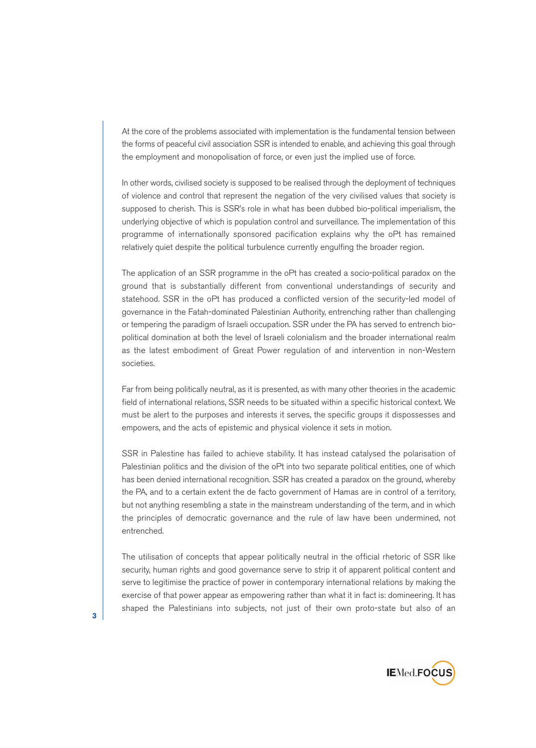At the core of the problems associated with implementation is the fundamental tension between the forms of peaceful civil association SSR is intended to enable, and achieving this goal through the employment and monopolisation of force, or even just the implied use of force.

In other words, civilised society is supposed to be realised through the deployment of techniques of violence and control that represent the negation of the very civilised values that society is supposed to cherish. This is SSR's role in what has been dubbed bio-political imperialism, the underlying objective of which is population control and surveillance. The implementation of this programme of internationally sponsored pacification explains why the oPt has remained relatively quiet despite the political turbulence currently engulfing the broader region.

The application of an SSR programme in the oPt has created a socio-political paradox on the ground that is substantially different from conventional understandings of security and statehood. SSR in the oPt has produced a conflicted version of the security-led model of governance in the Fatah-dominated Palestinian Authority, entrenching rather than challenging or tempering the paradigm of Israeli occupation. SSR under the PA has served to entrench bio-political domination at both the level of Israeli colonialism and the broader international realm as the latest embodiment of Great Power regulation of and intervention in non-Western societies.

Far from being politically neutral, as it is presented, as with many other theories in the academic field of international relations, SSR needs to be situated within a specific historical context. We must be alert to the purposes and interests it serves, the specific groups it dispossesses and empowers, and the acts of epistemic and physical violence it sets in motion.

SSR in Palestine has failed to achieve stability. It has instead catalysed the polarisation of Palestinian politics and the division of the oPt into two separate political entities, one of which has been denied international recognition. SSR has created a paradox on the ground, whereby the PA, and to a certain extent the de facto government of Hamas are in control of a territory, but not anything resembling a state in the mainstream understanding of the term, and in which the principles of democratic governance and the rule of law have been undermined, not entrenched.

The utilisation of concepts that appear politically neutral in the official rhetoric of SSR like security, human rights and good governance serve to strip it of apparent political content and serve to legitimise the practice of power in contemporary international relations by making the exercise of that power appear as empowering rather than what it in fact is: domineering. It has shaped the Palestinians into subjects, not just of their own proto-state but also of an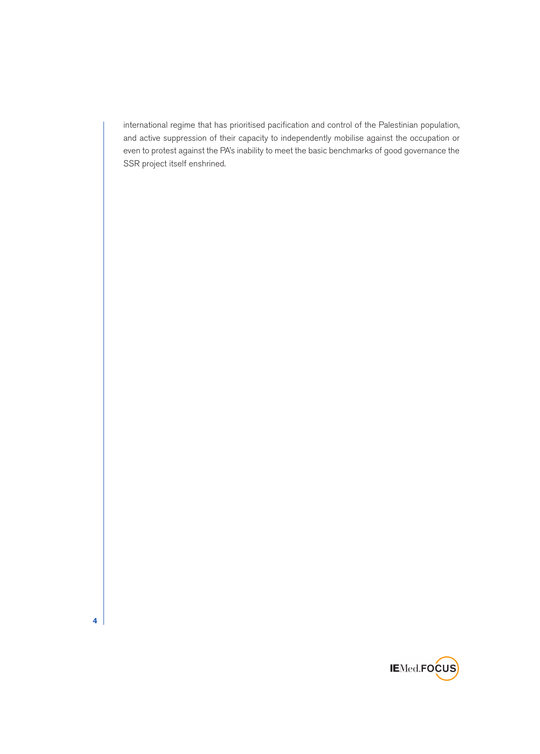international regime that has prioritised pacification and control of the Palestinian population, and active suppression of their capacity to independently mobilise against the occupation or even to protest against the PA's inability to meet the basic benchmarks of good governance the SSR project itself enshrined.